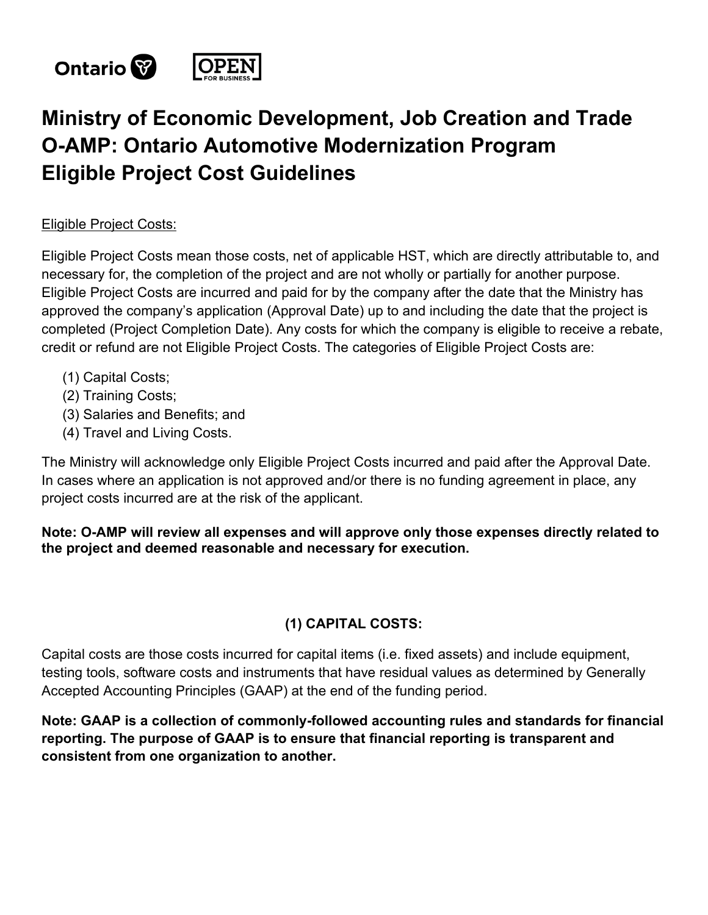Ontario | OPEN FOR BUSINESS

# Ministry of Economic Development, Job Creation and Trade
# O-AMP: Ontario Automotive Modernization Program
# Eligible Project Cost Guidelines

Eligible Project Costs:

Eligible Project Costs mean those costs, net of applicable HST, which are directly attributable to, and necessary for, the completion of the project and are not wholly or partially for another purpose. Eligible Project Costs are incurred and paid for by the company after the date that the Ministry has approved the company's application (Approval Date) up to and including the date that the project is completed (Project Completion Date). Any costs for which the company is eligible to receive a rebate, credit or refund are not Eligible Project Costs. The categories of Eligible Project Costs are:

(1) Capital Costs;
(2) Training Costs;
(3) Salaries and Benefits; and
(4) Travel and Living Costs.

The Ministry will acknowledge only Eligible Project Costs incurred and paid after the Approval Date. In cases where an application is not approved and/or there is no funding agreement in place, any project costs incurred are at the risk of the applicant.

**Note: O-AMP will review all expenses and will approve only those expenses directly related to the project and deemed reasonable and necessary for execution.**

## (1) CAPITAL COSTS:

Capital costs are those costs incurred for capital items (i.e. fixed assets) and include equipment, testing tools, software costs and instruments that have residual values as determined by Generally Accepted Accounting Principles (GAAP) at the end of the funding period.

**Note: GAAP is a collection of commonly-followed accounting rules and standards for financial reporting. The purpose of GAAP is to ensure that financial reporting is transparent and consistent from one organization to another.**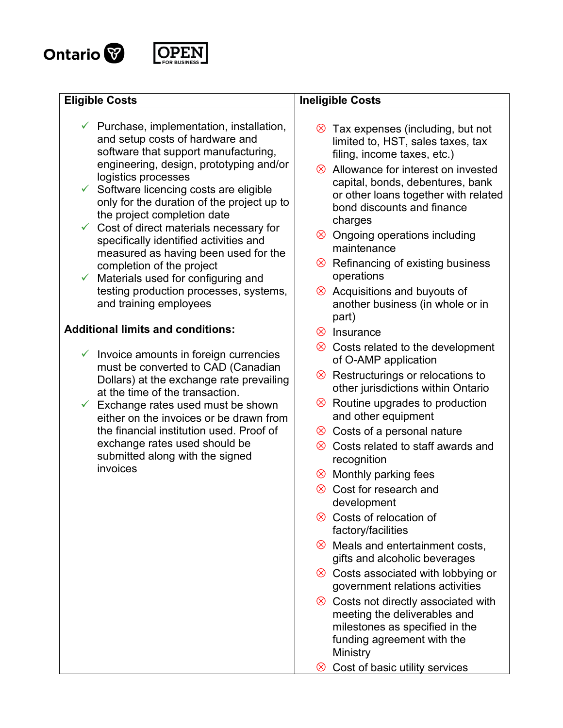| Eligible Costs | Ineligible Costs |
|---|---|
| ✓ Purchase, implementation, installation, and setup costs of hardware and software that support manufacturing, engineering, design, prototyping and/or logistics processes<br>✓ Software licencing costs are eligible only for the duration of the project up to the project completion date<br>✓ Cost of direct materials necessary for specifically identified activities and measured as having been used for the completion of the project<br>✓ Materials used for configuring and testing production processes, systems, and training employees<br><br>**Additional limits and conditions:**<br><br>✓ Invoice amounts in foreign currencies must be converted to CAD (Canadian Dollars) at the exchange rate prevailing at the time of the transaction.<br>✓ Exchange rates used must be shown either on the invoices or be drawn from the financial institution used. Proof of exchange rates used should be submitted along with the signed invoices | ⊗ Tax expenses (including, but not limited to, HST, sales taxes, tax filing, income taxes, etc.)<br>⊗ Allowance for interest on invested capital, bonds, debentures, bank or other loans together with related bond discounts and finance charges<br>⊗ Ongoing operations including maintenance<br>⊗ Refinancing of existing business operations<br>⊗ Acquisitions and buyouts of another business (in whole or in part)<br>⊗ Insurance<br>⊗ Costs related to the development of O-AMP application<br>⊗ Restructurings or relocations to other jurisdictions within Ontario<br>⊗ Routine upgrades to production and other equipment<br>⊗ Costs of a personal nature<br>⊗ Costs related to staff awards and recognition<br>⊗ Monthly parking fees<br>⊗ Cost for research and development<br>⊗ Costs of relocation of factory/facilities<br>⊗ Meals and entertainment costs, gifts and alcoholic beverages<br>⊗ Costs associated with lobbying or government relations activities<br>⊗ Costs not directly associated with meeting the deliverables and milestones as specified in the funding agreement with the Ministry<br>⊗ Cost of basic utility services |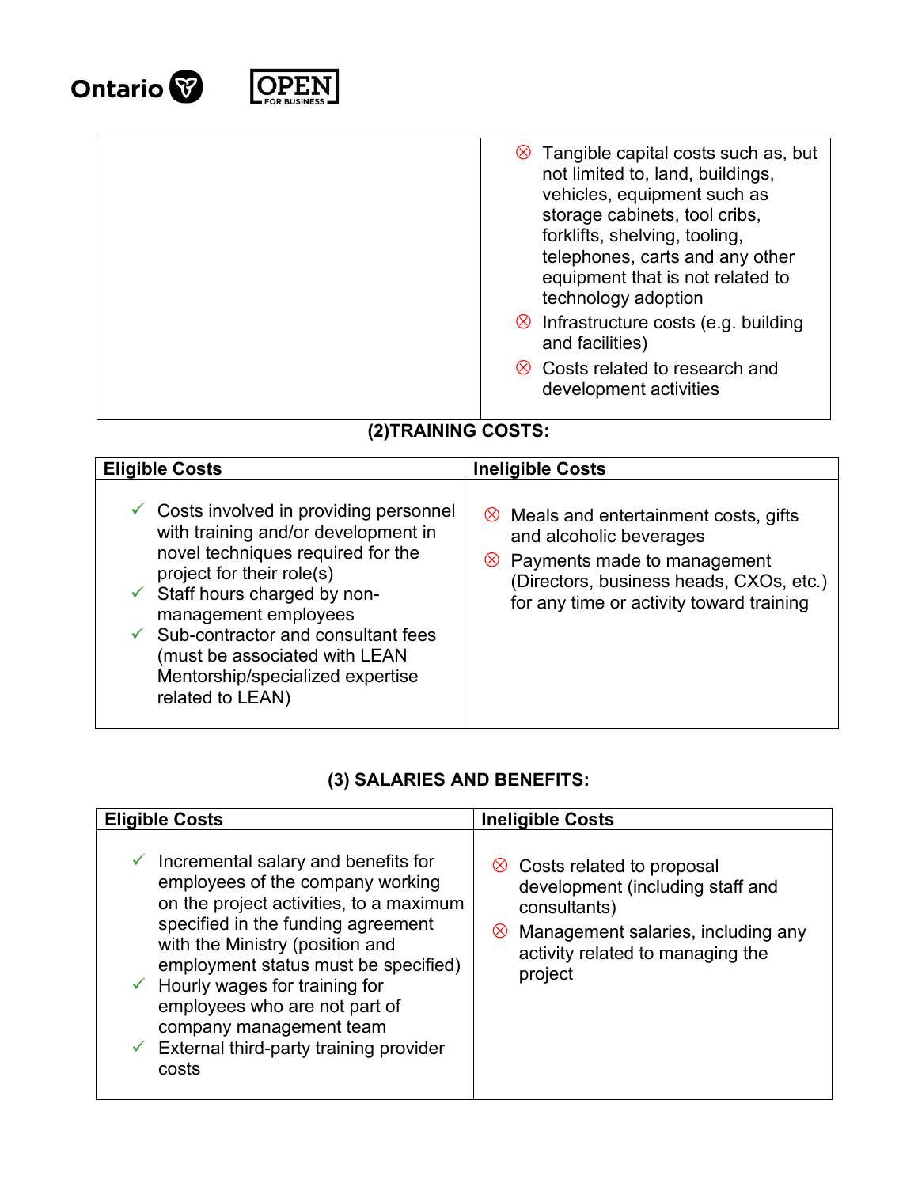| | |
|---|---|
| | ⊗ Tangible capital costs such as, but not limited to, land, buildings, vehicles, equipment such as storage cabinets, tool cribs, forklifts, shelving, tooling, telephones, carts and any other equipment that is not related to technology adoption<br>⊗ Infrastructure costs (e.g. building and facilities)<br>⊗ Costs related to research and development activities |

**(2)TRAINING COSTS:**

| Eligible Costs | Ineligible Costs |
|---|---|
| ✓ Costs involved in providing personnel with training and/or development in novel techniques required for the project for their role(s)<br>✓ Staff hours charged by non-management employees<br>✓ Sub-contractor and consultant fees (must be associated with LEAN Mentorship/specialized expertise related to LEAN) | ⊗ Meals and entertainment costs, gifts and alcoholic beverages<br>⊗ Payments made to management (Directors, business heads, CXOs, etc.) for any time or activity toward training |

**(3) SALARIES AND BENEFITS:**

| Eligible Costs | Ineligible Costs |
|---|---|
| ✓ Incremental salary and benefits for employees of the company working on the project activities, to a maximum specified in the funding agreement with the Ministry (position and employment status must be specified)<br>✓ Hourly wages for training for employees who are not part of company management team<br>✓ External third-party training provider costs | ⊗ Costs related to proposal development (including staff and consultants)<br>⊗ Management salaries, including any activity related to managing the project |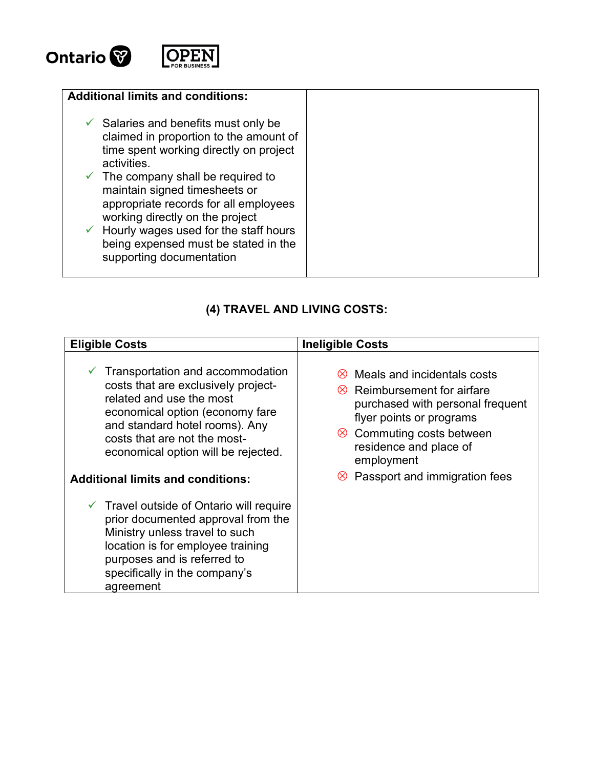| Additional limits and conditions: | |
|---|---|
| ✓ Salaries and benefits must only be claimed in proportion to the amount of time spent working directly on project activities.<br>✓ The company shall be required to maintain signed timesheets or appropriate records for all employees working directly on the project<br>✓ Hourly wages used for the staff hours being expensed must be stated in the supporting documentation | |

### (4) TRAVEL AND LIVING COSTS:

| Eligible Costs | Ineligible Costs |
|---|---|
| ✓ Transportation and accommodation costs that are exclusively project-related and use the most economical option (economy fare and standard hotel rooms). Any costs that are not the most-economical option will be rejected.<br><br>**Additional limits and conditions:**<br><br>✓ Travel outside of Ontario will require prior documented approval from the Ministry unless travel to such location is for employee training purposes and is referred to specifically in the company's agreement | ⊗ Meals and incidentals costs<br>⊗ Reimbursement for airfare purchased with personal frequent flyer points or programs<br>⊗ Commuting costs between residence and place of employment<br>⊗ Passport and immigration fees |